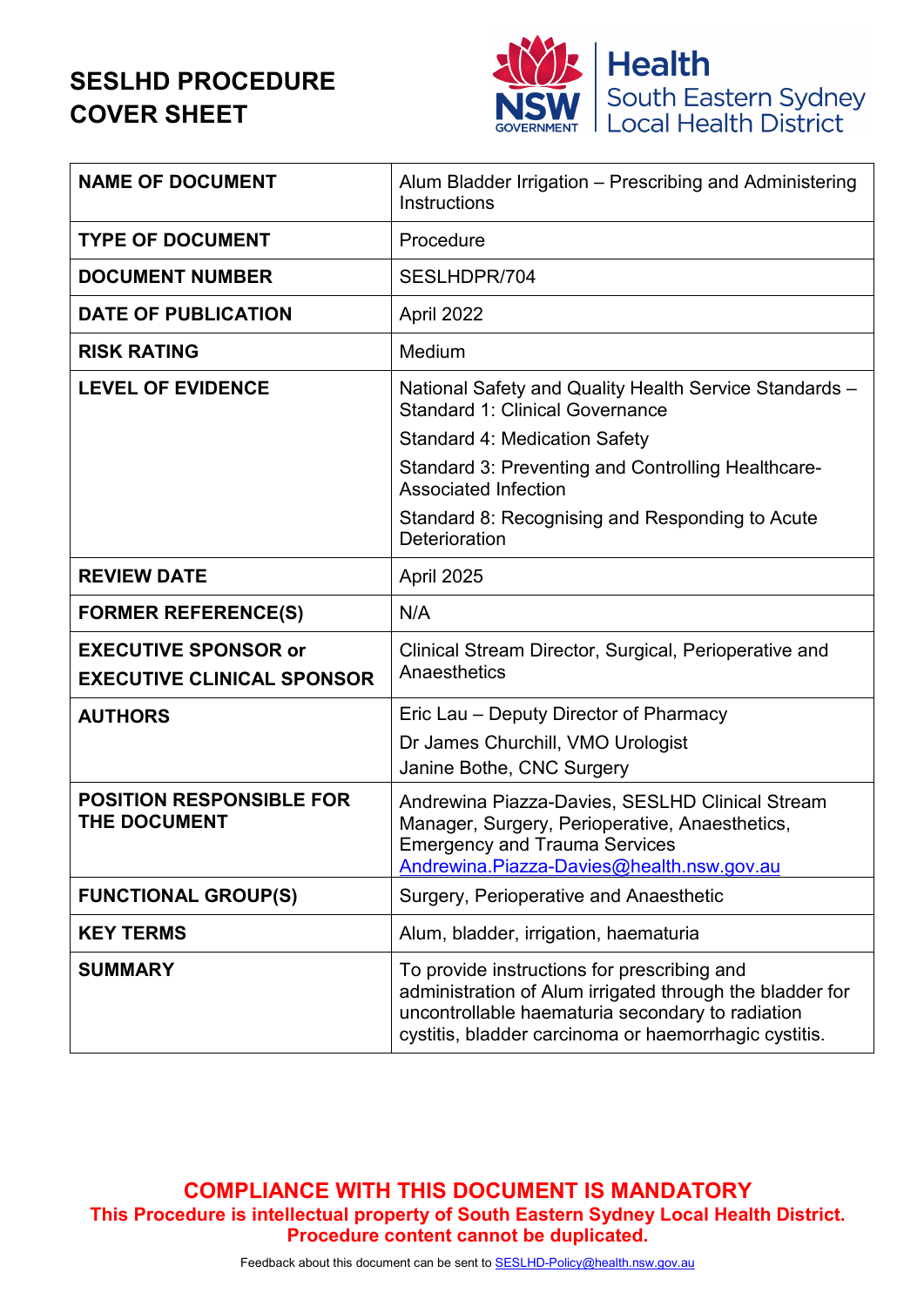# SESLHD PROCEDURE COVER SHEET

Health South Eastern Sydney Local Health District

| | |
|---|---|
| **NAME OF DOCUMENT** | Alum Bladder Irrigation – Prescribing and Administering Instructions |
| **TYPE OF DOCUMENT** | Procedure |
| **DOCUMENT NUMBER** | SESLHDPR/704 |
| **DATE OF PUBLICATION** | April 2022 |
| **RISK RATING** | Medium |
| **LEVEL OF EVIDENCE** | National Safety and Quality Health Service Standards – Standard 1: Clinical Governance<br>Standard 4: Medication Safety<br>Standard 3: Preventing and Controlling Healthcare-Associated Infection<br>Standard 8: Recognising and Responding to Acute Deterioration |
| **REVIEW DATE** | April 2025 |
| **FORMER REFERENCE(S)** | N/A |
| **EXECUTIVE SPONSOR or EXECUTIVE CLINICAL SPONSOR** | Clinical Stream Director, Surgical, Perioperative and Anaesthetics |
| **AUTHORS** | Eric Lau – Deputy Director of Pharmacy<br>Dr James Churchill, VMO Urologist<br>Janine Bothe, CNC Surgery |
| **POSITION RESPONSIBLE FOR THE DOCUMENT** | Andrewina Piazza-Davies, SESLHD Clinical Stream Manager, Surgery, Perioperative, Anaesthetics, Emergency and Trauma Services<br>Andrewina.Piazza-Davies@health.nsw.gov.au |
| **FUNCTIONAL GROUP(S)** | Surgery, Perioperative and Anaesthetic |
| **KEY TERMS** | Alum, bladder, irrigation, haematuria |
| **SUMMARY** | To provide instructions for prescribing and administration of Alum irrigated through the bladder for uncontrollable haematuria secondary to radiation cystitis, bladder carcinoma or haemorrhagic cystitis. |

**COMPLIANCE WITH THIS DOCUMENT IS MANDATORY**

**This Procedure is intellectual property of South Eastern Sydney Local Health District. Procedure content cannot be duplicated.**

Feedback about this document can be sent to SESLHD-Policy@health.nsw.gov.au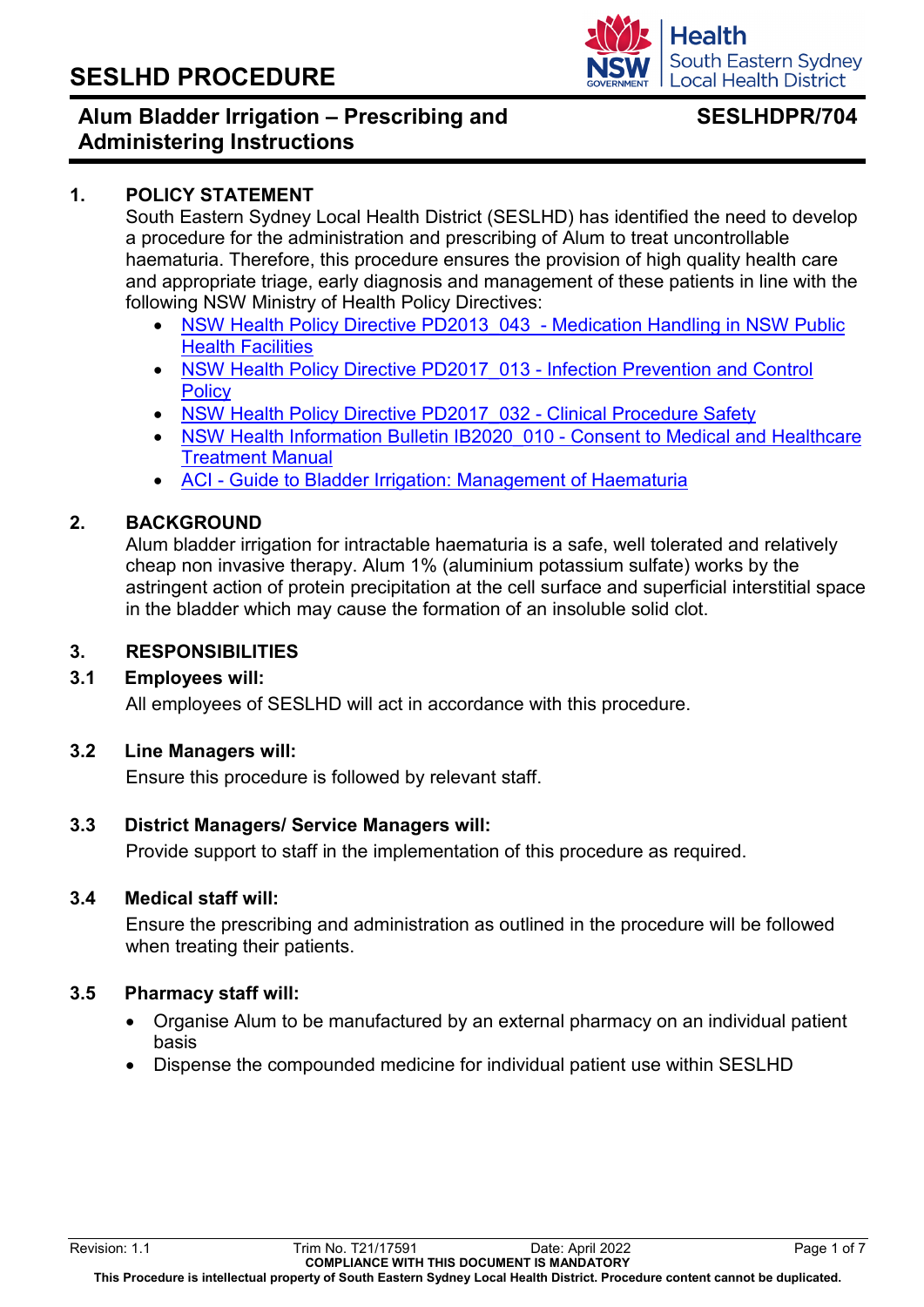# SESLHD PROCEDURE

## Alum Bladder Irrigation – Prescribing and Administering Instructions

**SESLHDPR/704**

## 1. POLICY STATEMENT

South Eastern Sydney Local Health District (SESLHD) has identified the need to develop a procedure for the administration and prescribing of Alum to treat uncontrollable haematuria. Therefore, this procedure ensures the provision of high quality health care and appropriate triage, early diagnosis and management of these patients in line with the following NSW Ministry of Health Policy Directives:

- NSW Health Policy Directive PD2013_043 - Medication Handling in NSW Public Health Facilities
- NSW Health Policy Directive PD2017_013 - Infection Prevention and Control Policy
- NSW Health Policy Directive PD2017_032 - Clinical Procedure Safety
- NSW Health Information Bulletin IB2020_010 - Consent to Medical and Healthcare Treatment Manual
- ACI - Guide to Bladder Irrigation: Management of Haematuria

## 2. BACKGROUND

Alum bladder irrigation for intractable haematuria is a safe, well tolerated and relatively cheap non invasive therapy. Alum 1% (aluminium potassium sulfate) works by the astringent action of protein precipitation at the cell surface and superficial interstitial space in the bladder which may cause the formation of an insoluble solid clot.

## 3. RESPONSIBILITIES

### 3.1 Employees will:

All employees of SESLHD will act in accordance with this procedure.

### 3.2 Line Managers will:

Ensure this procedure is followed by relevant staff.

### 3.3 District Managers/ Service Managers will:

Provide support to staff in the implementation of this procedure as required.

### 3.4 Medical staff will:

Ensure the prescribing and administration as outlined in the procedure will be followed when treating their patients.

### 3.5 Pharmacy staff will:

- Organise Alum to be manufactured by an external pharmacy on an individual patient basis
- Dispense the compounded medicine for individual patient use within SESLHD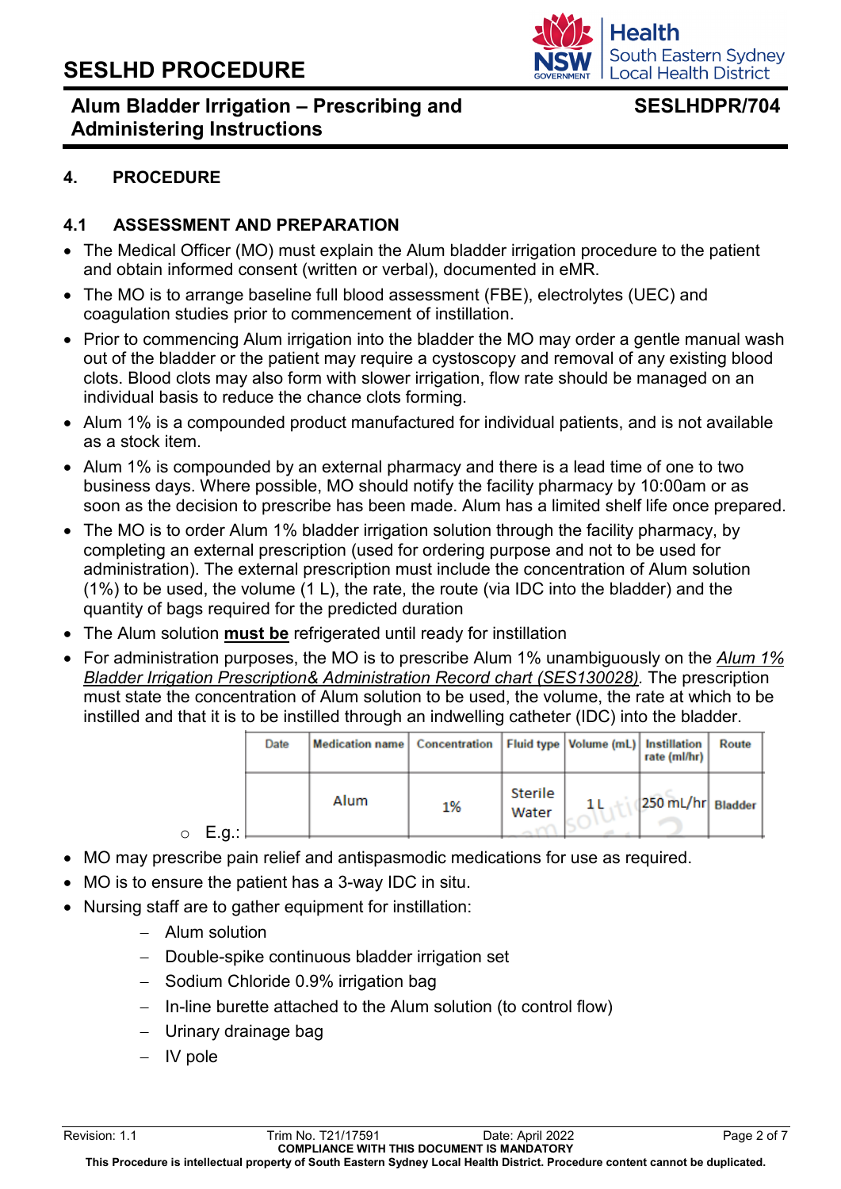## 4. PROCEDURE

### 4.1 ASSESSMENT AND PREPARATION

- The Medical Officer (MO) must explain the Alum bladder irrigation procedure to the patient and obtain informed consent (written or verbal), documented in eMR.
- The MO is to arrange baseline full blood assessment (FBE), electrolytes (UEC) and coagulation studies prior to commencement of instillation.
- Prior to commencing Alum irrigation into the bladder the MO may order a gentle manual wash out of the bladder or the patient may require a cystoscopy and removal of any existing blood clots. Blood clots may also form with slower irrigation, flow rate should be managed on an individual basis to reduce the chance clots forming.
- Alum 1% is a compounded product manufactured for individual patients, and is not available as a stock item.
- Alum 1% is compounded by an external pharmacy and there is a lead time of one to two business days. Where possible, MO should notify the facility pharmacy by 10:00am or as soon as the decision to prescribe has been made. Alum has a limited shelf life once prepared.
- The MO is to order Alum 1% bladder irrigation solution through the facility pharmacy, by completing an external prescription (used for ordering purpose and not to be used for administration). The external prescription must include the concentration of Alum solution (1%) to be used, the volume (1 L), the rate, the route (via IDC into the bladder) and the quantity of bags required for the predicted duration
- The Alum solution **must be** refrigerated until ready for instillation
- For administration purposes, the MO is to prescribe Alum 1% unambiguously on the *Alum 1% Bladder Irrigation Prescription& Administration Record chart (SES130028)*. The prescription must state the concentration of Alum solution to be used, the volume, the rate at which to be instilled and that it is to be instilled through an indwelling catheter (IDC) into the bladder.
    - E.g.:

| Date | Medication name | Concentration | Fluid type | Volume (mL) | Instillation rate (ml/hr) | Route |
|---|---|---|---|---|---|---|
| | Alum | 1% | Sterile Water | 1 L | 250 mL/hr | Bladder |

- MO may prescribe pain relief and antispasmodic medications for use as required.
- MO is to ensure the patient has a 3-way IDC in situ.
- Nursing staff are to gather equipment for instillation:
    - Alum solution
    - Double-spike continuous bladder irrigation set
    - Sodium Chloride 0.9% irrigation bag
    - In-line burette attached to the Alum solution (to control flow)
    - Urinary drainage bag
    - IV pole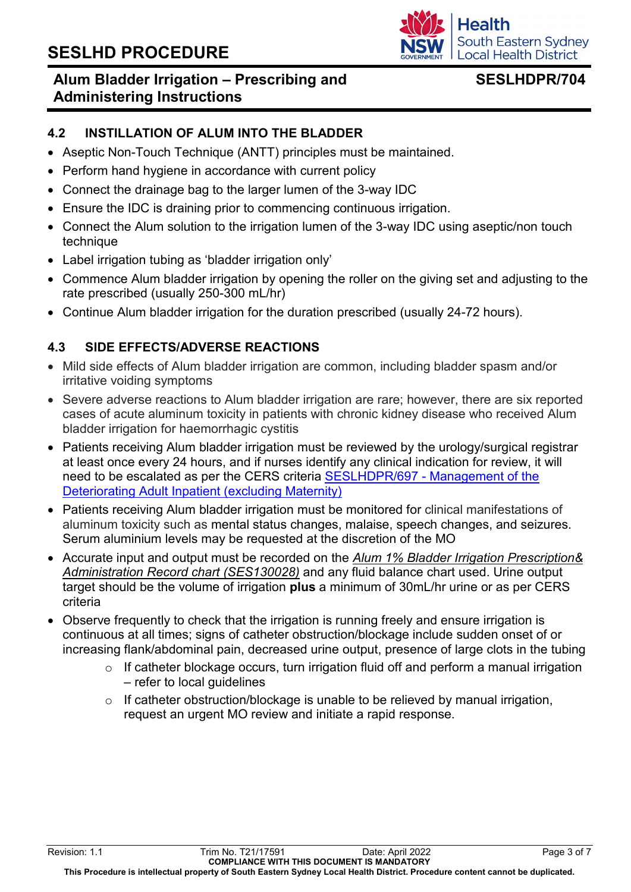## 4.2 INSTILLATION OF ALUM INTO THE BLADDER

- Aseptic Non-Touch Technique (ANTT) principles must be maintained.
- Perform hand hygiene in accordance with current policy
- Connect the drainage bag to the larger lumen of the 3-way IDC
- Ensure the IDC is draining prior to commencing continuous irrigation.
- Connect the Alum solution to the irrigation lumen of the 3-way IDC using aseptic/non touch technique
- Label irrigation tubing as 'bladder irrigation only'
- Commence Alum bladder irrigation by opening the roller on the giving set and adjusting to the rate prescribed (usually 250-300 mL/hr)
- Continue Alum bladder irrigation for the duration prescribed (usually 24-72 hours).

## 4.3 SIDE EFFECTS/ADVERSE REACTIONS

- Mild side effects of Alum bladder irrigation are common, including bladder spasm and/or irritative voiding symptoms
- Severe adverse reactions to Alum bladder irrigation are rare; however, there are six reported cases of acute aluminum toxicity in patients with chronic kidney disease who received Alum bladder irrigation for haemorrhagic cystitis
- Patients receiving Alum bladder irrigation must be reviewed by the urology/surgical registrar at least once every 24 hours, and if nurses identify any clinical indication for review, it will need to be escalated as per the CERS criteria [SESLHDPR/697 - Management of the Deteriorating Adult Inpatient (excluding Maternity)]
- Patients receiving Alum bladder irrigation must be monitored for clinical manifestations of aluminum toxicity such as mental status changes, malaise, speech changes, and seizures. Serum aluminium levels may be requested at the discretion of the MO
- Accurate input and output must be recorded on the *Alum 1% Bladder Irrigation Prescription& Administration Record chart (SES130028)* and any fluid balance chart used. Urine output target should be the volume of irrigation **plus** a minimum of 30mL/hr urine or as per CERS criteria
- Observe frequently to check that the irrigation is running freely and ensure irrigation is continuous at all times; signs of catheter obstruction/blockage include sudden onset of or increasing flank/abdominal pain, decreased urine output, presence of large clots in the tubing
  - If catheter blockage occurs, turn irrigation fluid off and perform a manual irrigation – refer to local guidelines
  - If catheter obstruction/blockage is unable to be relieved by manual irrigation, request an urgent MO review and initiate a rapid response.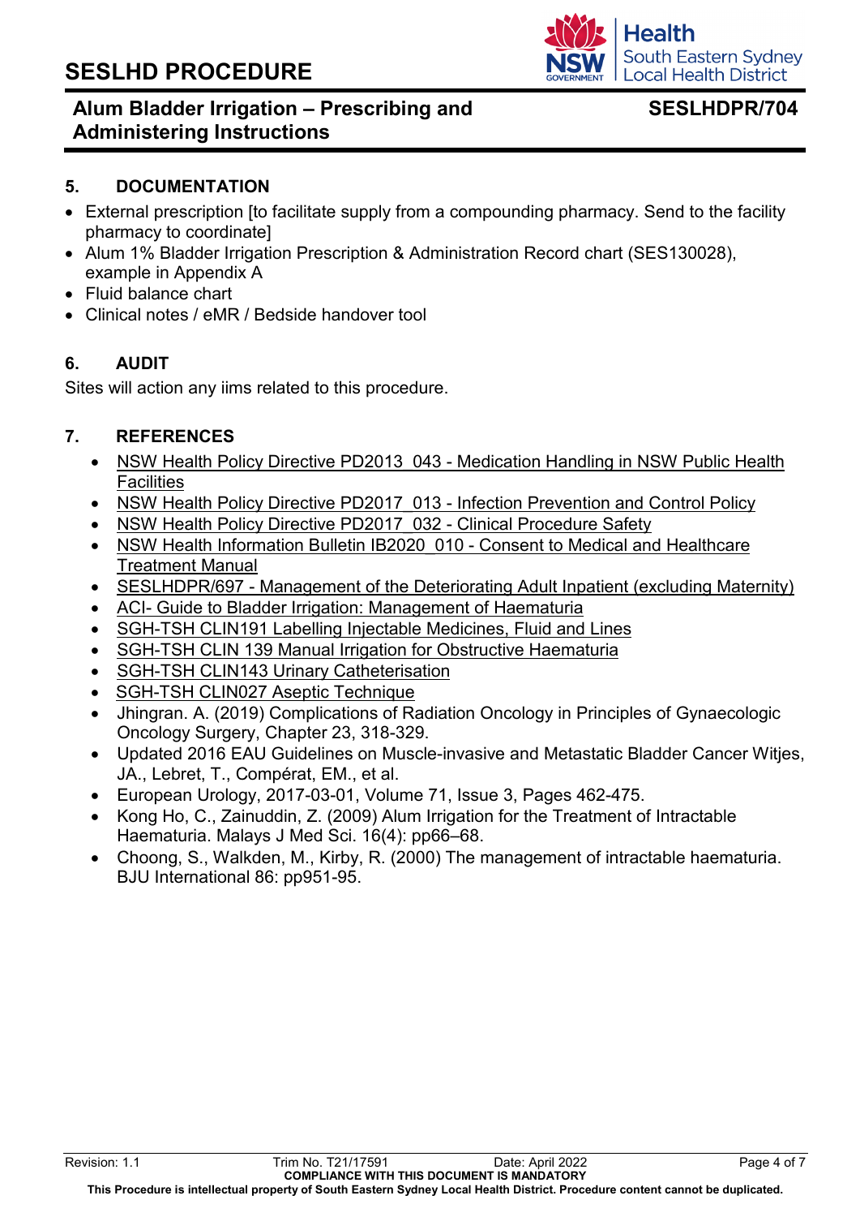## 5. DOCUMENTATION

- External prescription [to facilitate supply from a compounding pharmacy. Send to the facility pharmacy to coordinate]
- Alum 1% Bladder Irrigation Prescription & Administration Record chart (SES130028), example in Appendix A
- Fluid balance chart
- Clinical notes / eMR / Bedside handover tool

## 6. AUDIT

Sites will action any iims related to this procedure.

## 7. REFERENCES

- NSW Health Policy Directive PD2013_043 - Medication Handling in NSW Public Health Facilities
- NSW Health Policy Directive PD2017_013 - Infection Prevention and Control Policy
- NSW Health Policy Directive PD2017_032 - Clinical Procedure Safety
- NSW Health Information Bulletin IB2020_010 - Consent to Medical and Healthcare Treatment Manual
- SESLHDPR/697 - Management of the Deteriorating Adult Inpatient (excluding Maternity)
- ACI- Guide to Bladder Irrigation: Management of Haematuria
- SGH-TSH CLIN191 Labelling Injectable Medicines, Fluid and Lines
- SGH-TSH CLIN 139 Manual Irrigation for Obstructive Haematuria
- SGH-TSH CLIN143 Urinary Catheterisation
- SGH-TSH CLIN027 Aseptic Technique
- Jhingran. A. (2019) Complications of Radiation Oncology in Principles of Gynaecologic Oncology Surgery, Chapter 23, 318-329.
- Updated 2016 EAU Guidelines on Muscle-invasive and Metastatic Bladder Cancer Witjes, JA., Lebret, T., Compérat, EM., et al.
- European Urology, 2017-03-01, Volume 71, Issue 3, Pages 462-475.
- Kong Ho, C., Zainuddin, Z. (2009) Alum Irrigation for the Treatment of Intractable Haematuria. Malays J Med Sci. 16(4): pp66–68.
- Choong, S., Walkden, M., Kirby, R. (2000) The management of intractable haematuria. BJU International 86: pp951-95.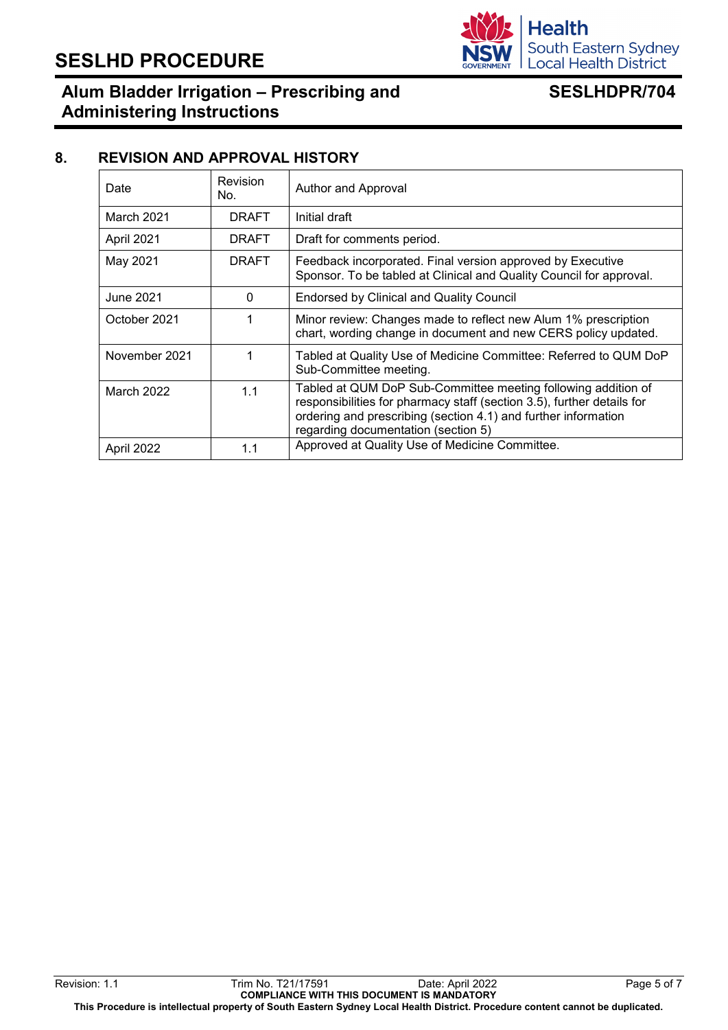## 8. REVISION AND APPROVAL HISTORY

| Date | Revision No. | Author and Approval |
|---|---|---|
| March 2021 | DRAFT | Initial draft |
| April 2021 | DRAFT | Draft for comments period. |
| May 2021 | DRAFT | Feedback incorporated. Final version approved by Executive Sponsor. To be tabled at Clinical and Quality Council for approval. |
| June 2021 | 0 | Endorsed by Clinical and Quality Council |
| October 2021 | 1 | Minor review: Changes made to reflect new Alum 1% prescription chart, wording change in document and new CERS policy updated. |
| November 2021 | 1 | Tabled at Quality Use of Medicine Committee: Referred to QUM DoP Sub-Committee meeting. |
| March 2022 | 1.1 | Tabled at QUM DoP Sub-Committee meeting following addition of responsibilities for pharmacy staff (section 3.5), further details for ordering and prescribing (section 4.1) and further information regarding documentation (section 5) |
| April 2022 | 1.1 | Approved at Quality Use of Medicine Committee. |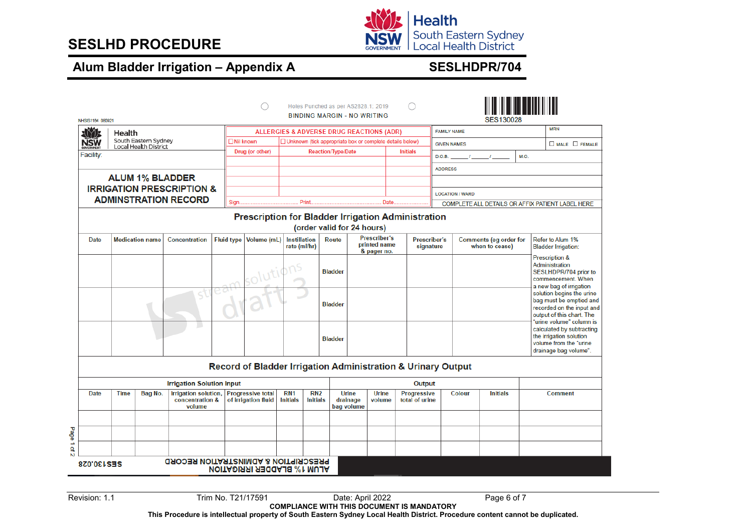NHSIS1164 080921

Holes Punched as per AS2828.1: 2019

BINDING MARGIN - NO WRITING

SES130028

Health
South Eastern Sydney
Local Health District

Facility:

## ALUM 1% BLADDER IRRIGATION PRESCRIPTION & ADMINSTRATION RECORD

| ALLERGIES & ADVERSE DRUG REACTIONS (ADR) | | |
|---|---|---|
| ☐ Nil known | ☐ Unknown (tick appropriate box or complete details below) | |
| Drug (or other) | Reaction/Type/Date | Initials |
| | | |
| | | |
| | | |
| Sign.......................... Print.......................... Date.......................... | | |

| FAMILY NAME | | MRN |
|---|---|---|
| GIVEN NAMES | | ☐ MALE ☐ FEMALE |
| D.O.B. _____ / _____ / _____ | M.O. | |
| ADDRESS | | |
| | | |
| LOCATION / WARD | | |
| COMPLETE ALL DETAILS OR AFFIX PATIENT LABEL HERE | | |

### Prescription for Bladder Irrigation Administration
(order valid for 24 hours)

| Date | Medication name | Concentration | Fluid type | Volume (mL) | Instillation rate (ml/hr) | Route | Prescriber's printed name & pager no. | Prescriber's signature | Comments (eg order for when to cease) | Refer to Alum 1% Bladder Irrigation: |
|---|---|---|---|---|---|---|---|---|---|---|
| | | | | | | Bladder | | | | Prescription & Administration SESLHDPR/704 prior to commencement. When a new bag of irrigation solution begins the urine bag must be emptied and recorded on the input and output of this chart. The "urine volume" column is calculated by subtracting the irrigation solution volume from the "urine drainage bag volume". |
| | | | | | | Bladder | | | | |
| | | | | | | Bladder | | | | |

### Record of Bladder Irrigation Administration & Urinary Output

| Irrigation Solution Input | | | | | | | Output | | | | | |
|---|---|---|---|---|---|---|---|---|---|---|---|---|
| Date | Time | Bag No. | Irrigation solution, concentration & volume | Progressive total of irrigation fluid | RN1 Initials | RN2 Initials | Urine drainage bag volume | Urine volume | Progressive total of urine | Colour | Initials | Comment |
| | | | | | | | | | | | | |
| | | | | | | | | | | | | |
| | | | | | | | | | | | | |

SES130.028 — ALUM 1% BLADDER IRRIGATION PRESCRIPTION & ADMINSTRATION RECORD

Page 1 of 2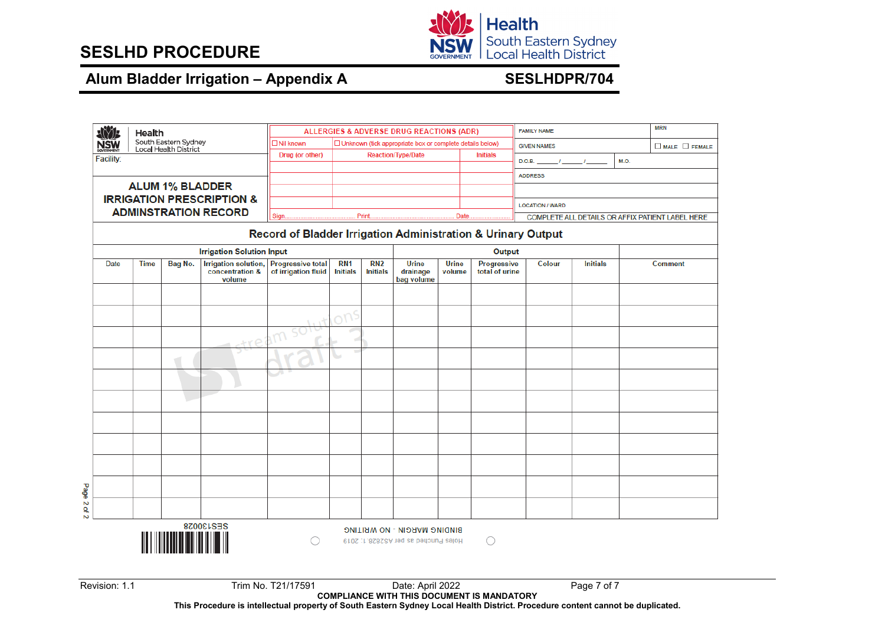# SESLHD PROCEDURE

## Alum Bladder Irrigation – Appendix A — SESLHDPR/704

Health
South Eastern Sydney
Local Health District

Facility:

**ALUM 1% BLADDER IRRIGATION PRESCRIPTION & ADMINSTRATION RECORD**

| ALLERGIES & ADVERSE DRUG REACTIONS (ADR) | | |
|---|---|---|
| ☐ Nil known | ☐ Unknown (tick appropriate box or complete details below) | |
| Drug (or other) | Reaction/Type/Date | Initials |
| | | |
| | | |
| | | |

Sign........................ Print........................ Date........................

| | | |
|---|---|---|
| FAMILY NAME | | MRN |
| GIVEN NAMES | | ☐ MALE ☐ FEMALE |
| D.O.B. ______/______/______ | M.O. | |
| ADDRESS | | |
| | | |
| LOCATION / WARD | | |

COMPLETE ALL DETAILS OR AFFIX PATIENT LABEL HERE

### Record of Bladder Irrigation Administration & Urinary Output

| Irrigation Solution Input | | | | | | | Output | | | | | | |
|---|---|---|---|---|---|---|---|---|---|---|---|---|---|
| Date | Time | Bag No. | Irrigation solution, concentration & volume | Progressive total of irrigation fluid | RN1 Initials | RN2 Initials | Urine drainage bag volume | Urine volume | Progressive total of urine | Colour | Initials | Comment |
| | | | | | | | | | | | | |
| | | | | | | | | | | | | |
| | | | | | | | | | | | | |
| | | | | | | | | | | | | |
| | | | | | | | | | | | | |
| | | | | | | | | | | | | |
| | | | | | | | | | | | | |
| | | | | | | | | | | | | |
| | | | | | | | | | | | | |
| | | | | | | | | | | | | |
| | | | | | | | | | | | | |

SES130028

BINDING MARGIN - NO WRITING

Holes Punched as per AS2828.1: 2019

Page 2 of 2

Revision: 1.1 Trim No. T21/17591 Date: April 2022

**COMPLIANCE WITH THIS DOCUMENT IS MANDATORY**

**This Procedure is intellectual property of South Eastern Sydney Local Health District. Procedure content cannot be duplicated.**